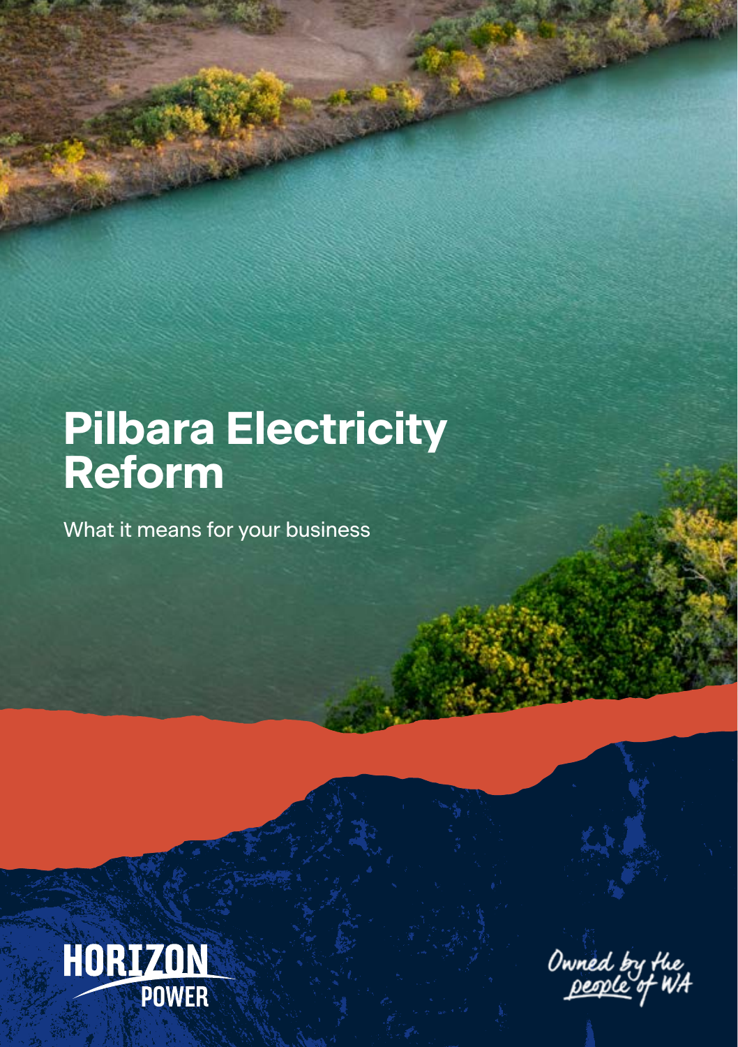# Pilbara Electricity Reform

What it means for your business

HORIZON POWER

Owned by the people of WA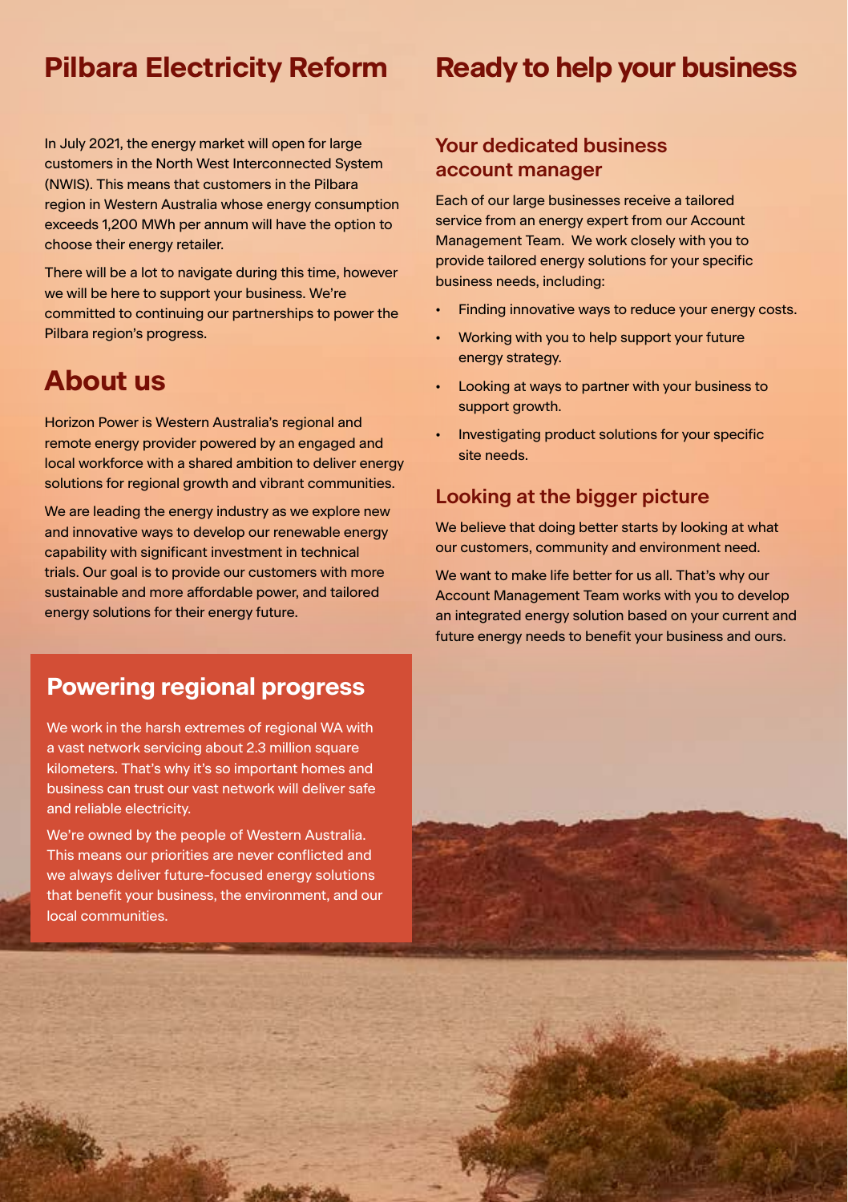## Pilbara Electricity Reform

In July 2021, the energy market will open for large customers in the North West Interconnected System (NWIS). This means that customers in the Pilbara region in Western Australia whose energy consumption exceeds 1,200 MWh per annum will have the option to choose their energy retailer.

There will be a lot to navigate during this time, however we will be here to support your business. We're committed to continuing our partnerships to power the Pilbara region's progress.

## About us

Horizon Power is Western Australia's regional and remote energy provider powered by an engaged and local workforce with a shared ambition to deliver energy solutions for regional growth and vibrant communities.

We are leading the energy industry as we explore new and innovative ways to develop our renewable energy capability with significant investment in technical trials. Our goal is to provide our customers with more sustainable and more affordable power, and tailored energy solutions for their energy future.

## Powering regional progress

We work in the harsh extremes of regional WA with a vast network servicing about 2.3 million square kilometers. That's why it's so important homes and business can trust our vast network will deliver safe and reliable electricity.

We're owned by the people of Western Australia. This means our priorities are never conflicted and we always deliver future-focused energy solutions that benefit your business, the environment, and our local communities.

## Ready to help your business

### Your dedicated business account manager

Each of our large businesses receive a tailored service from an energy expert from our Account Management Team. We work closely with you to provide tailored energy solutions for your specific business needs, including:

- Finding innovative ways to reduce your energy costs.
- Working with you to help support your future energy strategy.
- Looking at ways to partner with your business to support growth.
- Investigating product solutions for your specific site needs.

### Looking at the bigger picture

We believe that doing better starts by looking at what our customers, community and environment need.

We want to make life better for us all. That's why our Account Management Team works with you to develop an integrated energy solution based on your current and future energy needs to benefit your business and ours.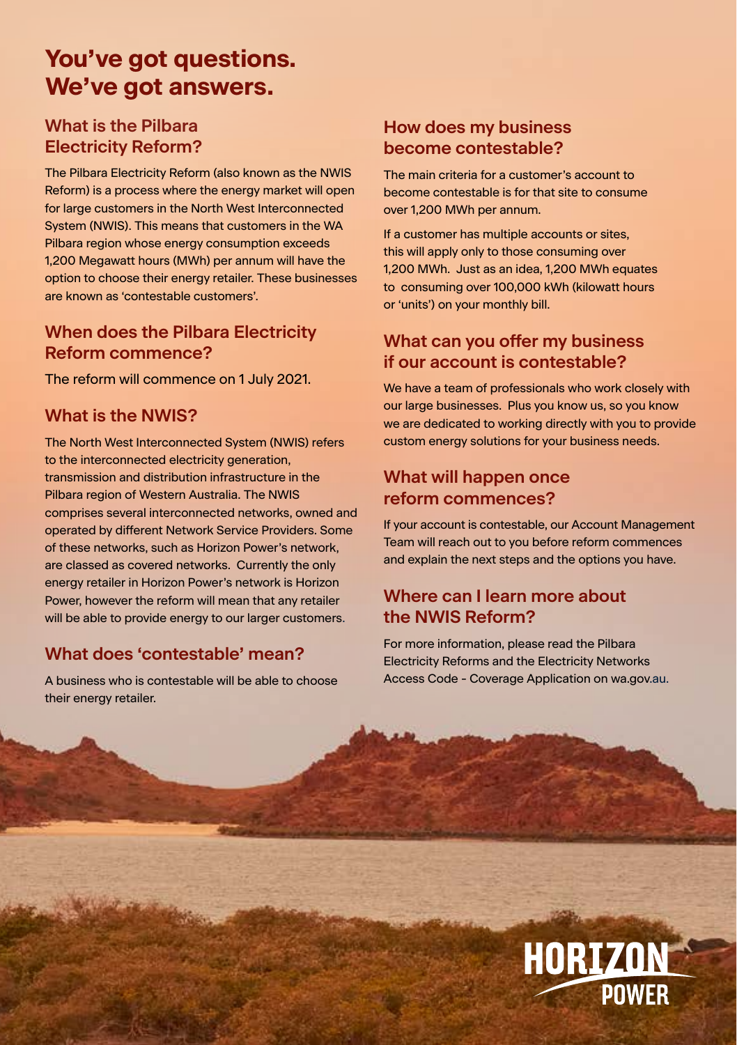# You've got questions. We've got answers.

## What is the Pilbara Electricity Reform?

The Pilbara Electricity Reform (also known as the NWIS Reform) is a process where the energy market will open for large customers in the North West Interconnected System (NWIS). This means that customers in the WA Pilbara region whose energy consumption exceeds 1,200 Megawatt hours (MWh) per annum will have the option to choose their energy retailer. These businesses are known as 'contestable customers'.

## When does the Pilbara Electricity Reform commence?

The reform will commence on 1 July 2021.

## What is the NWIS?

The North West Interconnected System (NWIS) refers to the interconnected electricity generation, transmission and distribution infrastructure in the Pilbara region of Western Australia. The NWIS comprises several interconnected networks, owned and operated by different Network Service Providers. Some of these networks, such as Horizon Power's network, are classed as covered networks. Currently the only energy retailer in Horizon Power's network is Horizon Power, however the reform will mean that any retailer will be able to provide energy to our larger customers.

## What does 'contestable' mean?

A business who is contestable will be able to choose their energy retailer.

## How does my business become contestable?

The main criteria for a customer's account to become contestable is for that site to consume over 1,200 MWh per annum.

If a customer has multiple accounts or sites, this will apply only to those consuming over 1,200 MWh. Just as an idea, 1,200 MWh equates to consuming over 100,000 kWh (kilowatt hours or 'units') on your monthly bill.

## What can you offer my business if our account is contestable?

We have a team of professionals who work closely with our large businesses. Plus you know us, so you know we are dedicated to working directly with you to provide custom energy solutions for your business needs.

## What will happen once reform commences?

If your account is contestable, our Account Management Team will reach out to you before reform commences and explain the next steps and the options you have.

## Where can I learn more about the NWIS Reform?

For more information, please read the Pilbara Electricity Reforms and the Electricity Networks Access Code - Coverage Application on wa.gov.au.

HORIZON POWER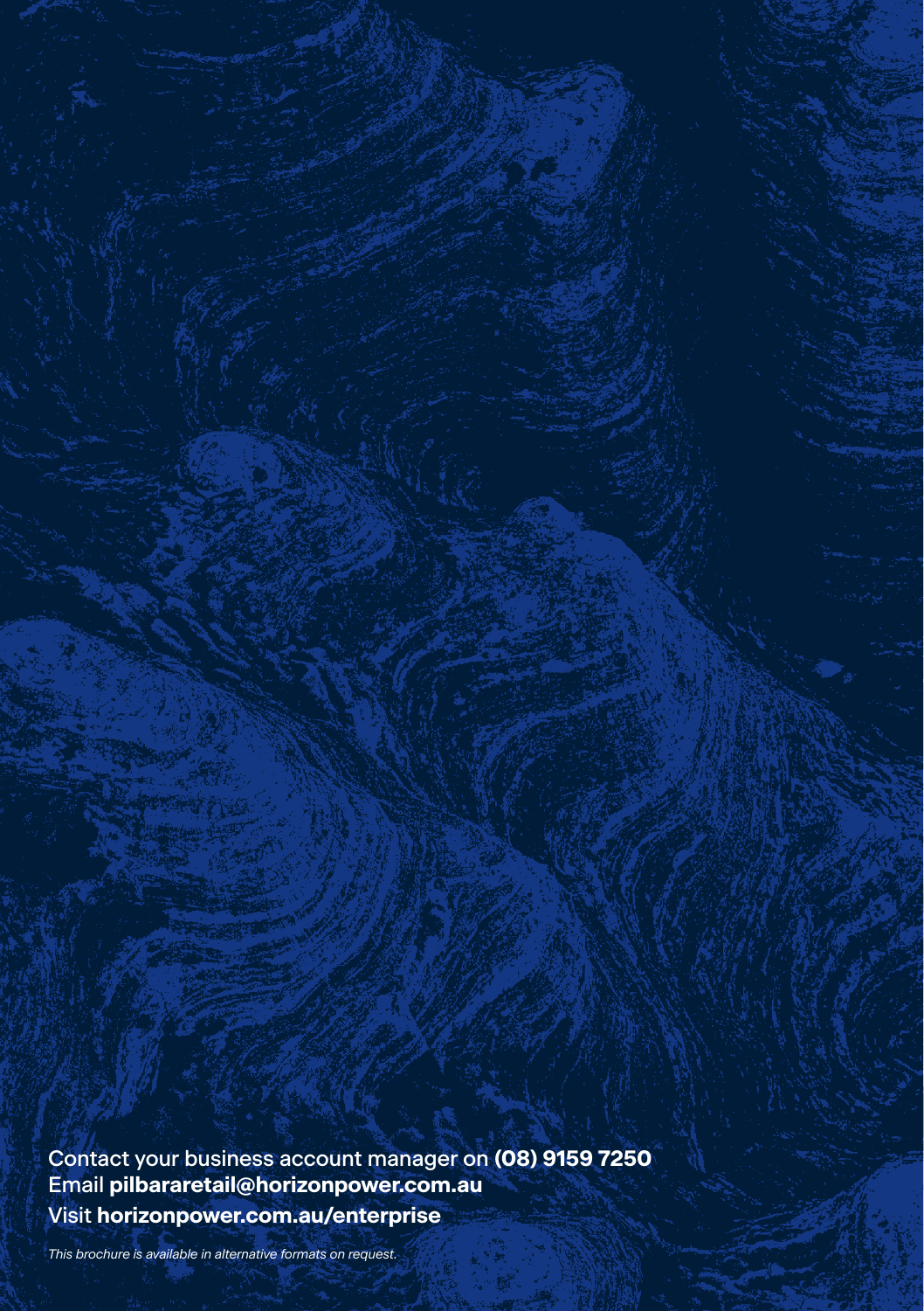Contact your business account manager on **(08) 9159 7250**
Email **pilbararetail@horizonpower.com.au**
Visit **horizonpower.com.au/enterprise**

*This brochure is available in alternative formats on request.*